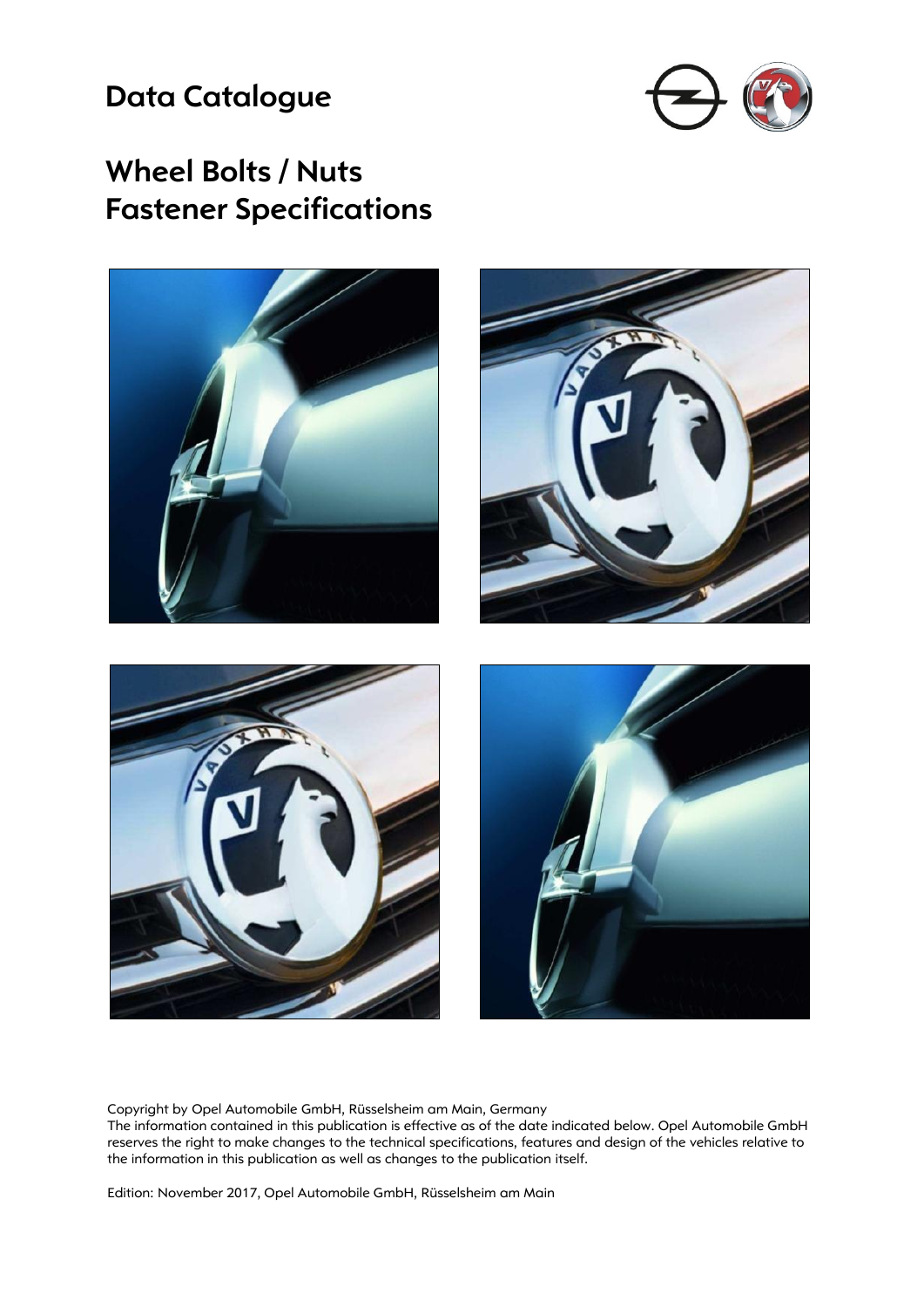# Data Catalogue

## Wheel Bolts / Nuts
## Fastener Specifications

Copyright by Opel Automobile GmbH, Rüsselsheim am Main, Germany
The information contained in this publication is effective as of the date indicated below. Opel Automobile GmbH reserves the right to make changes to the technical specifications, features and design of the vehicles relative to the information in this publication as well as changes to the publication itself.

Edition: November 2017, Opel Automobile GmbH, Rüsselsheim am Main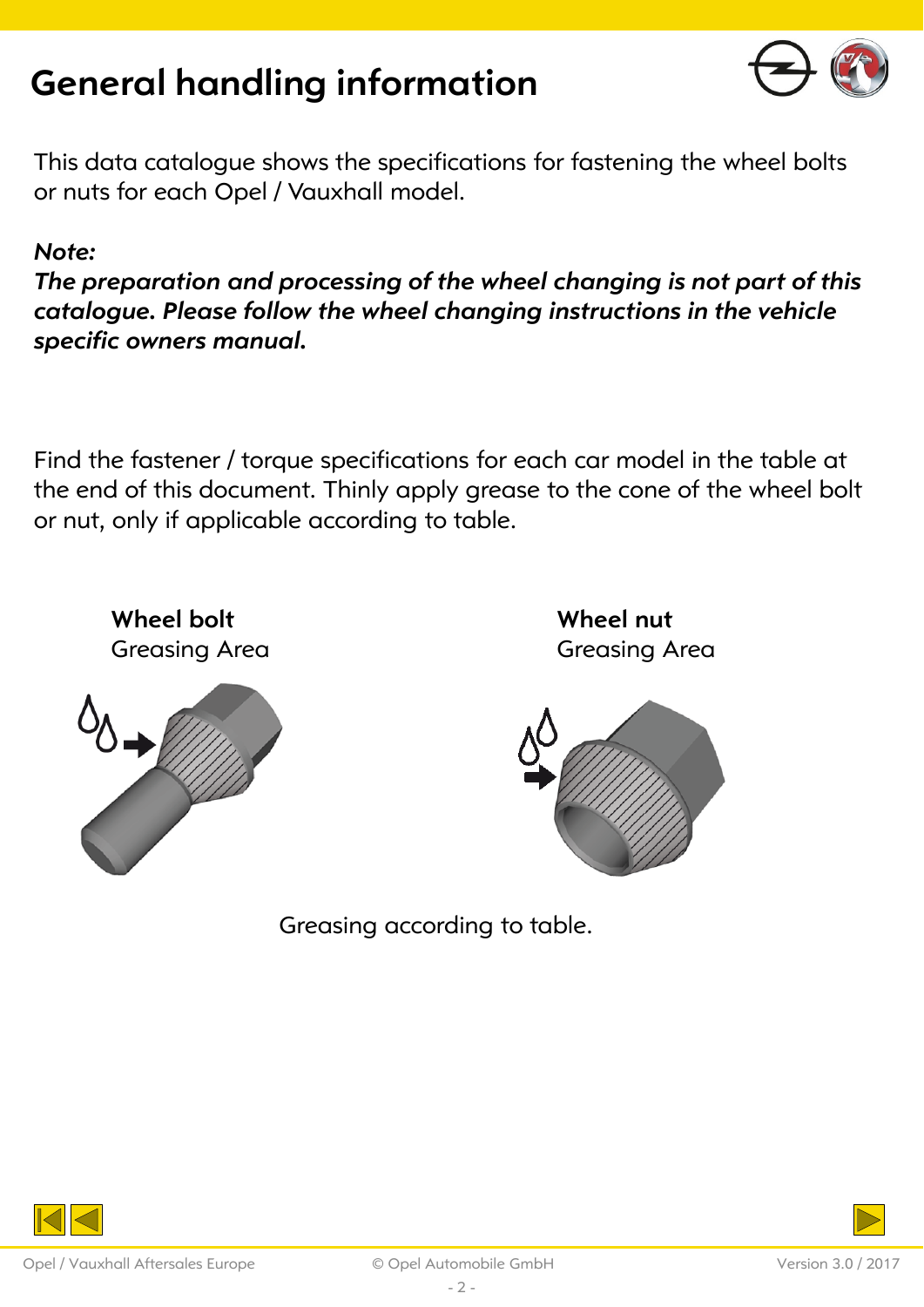# General handling information

This data catalogue shows the specifications for fastening the wheel bolts or nuts for each Opel / Vauxhall model.

***Note:***
***The preparation and processing of the wheel changing is not part of this catalogue. Please follow the wheel changing instructions in the vehicle specific owners manual.***

Find the fastener / torque specifications for each car model in the table at the end of this document. Thinly apply grease to the cone of the wheel bolt or nut, only if applicable according to table.

**Wheel bolt**
Greasing Area

**Wheel nut**
Greasing Area

Greasing according to table.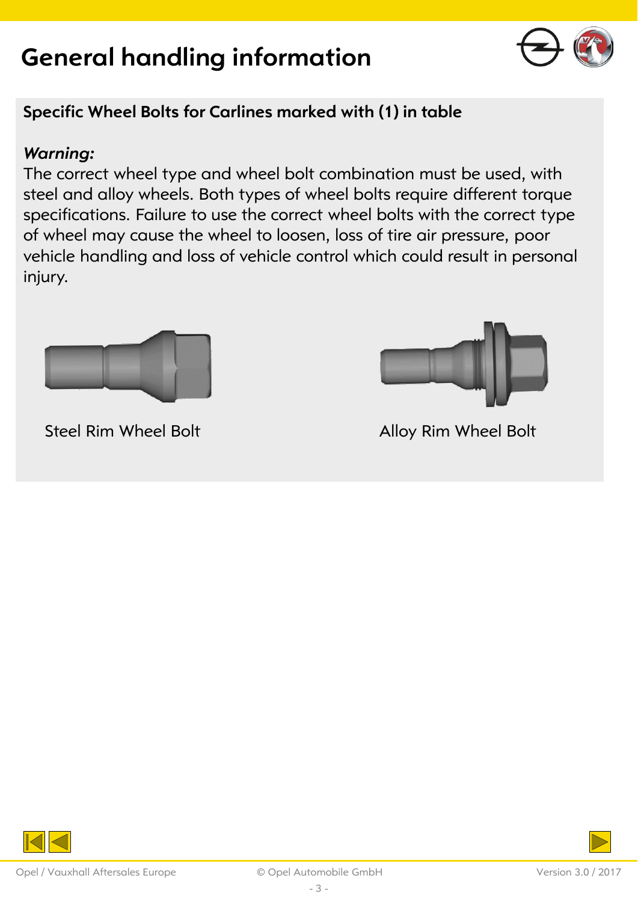# General handling information

## Specific Wheel Bolts for Carlines marked with (1) in table

***Warning:***

The correct wheel type and wheel bolt combination must be used, with steel and alloy wheels. Both types of wheel bolts require different torque specifications. Failure to use the correct wheel bolts with the correct type of wheel may cause the wheel to loosen, loss of tire air pressure, poor vehicle handling and loss of vehicle control which could result in personal injury.

Steel Rim Wheel Bolt

Alloy Rim Wheel Bolt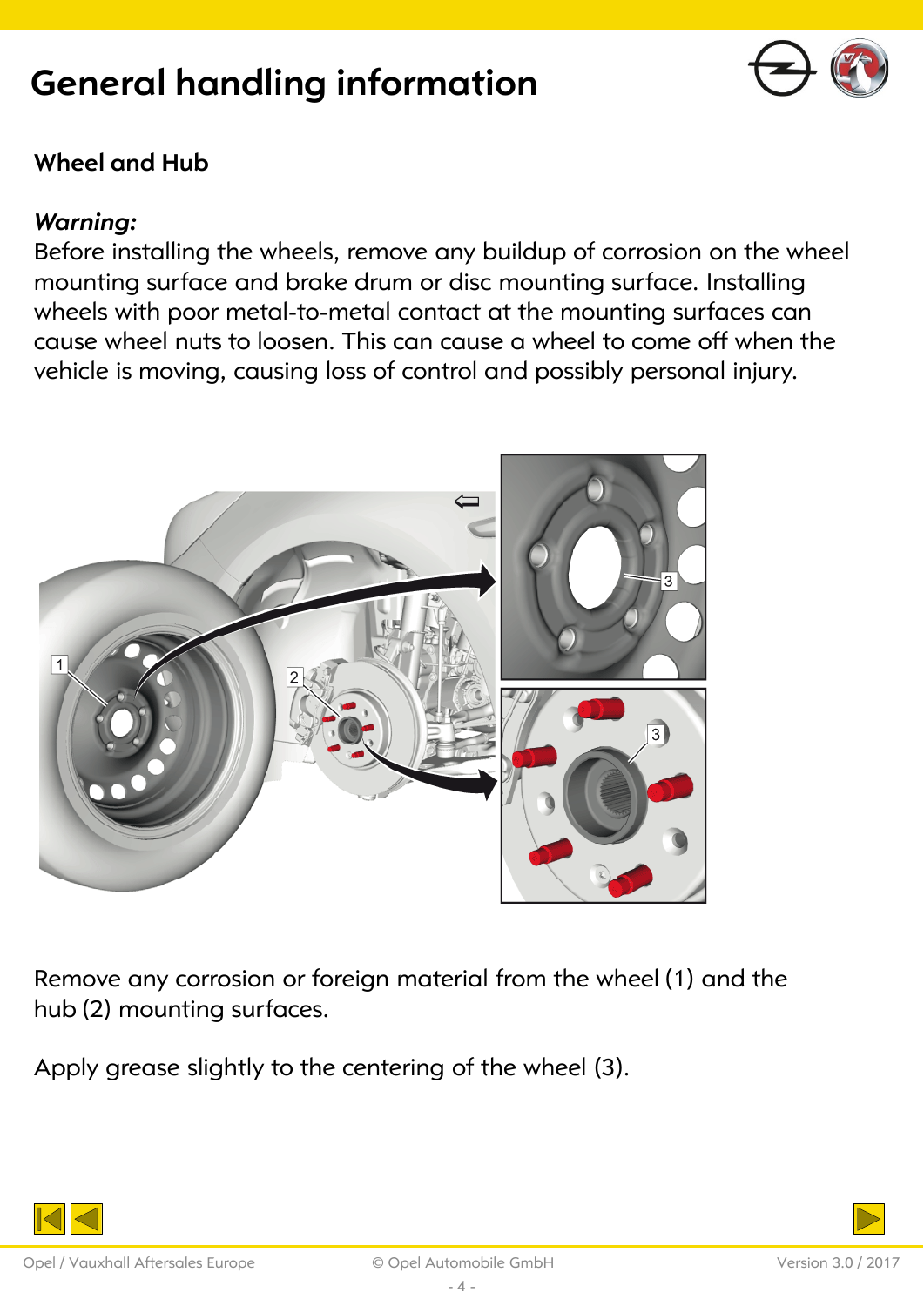# General handling information

## Wheel and Hub

***Warning:***
Before installing the wheels, remove any buildup of corrosion on the wheel mounting surface and brake drum or disc mounting surface. Installing wheels with poor metal-to-metal contact at the mounting surfaces can cause wheel nuts to loosen. This can cause a wheel to come off when the vehicle is moving, causing loss of control and possibly personal injury.

Remove any corrosion or foreign material from the wheel (1) and the hub (2) mounting surfaces.

Apply grease slightly to the centering of the wheel (3).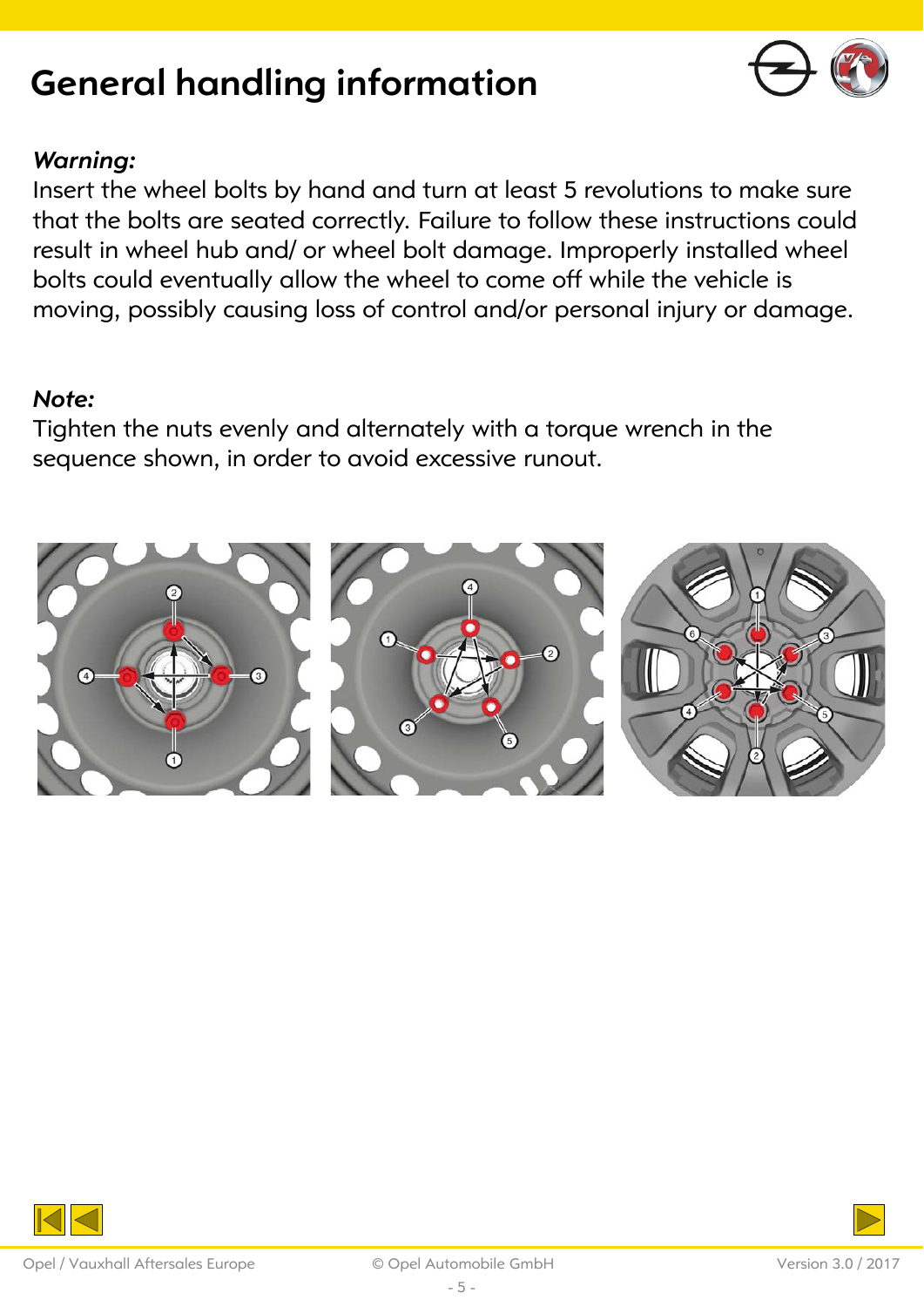# General handling information

***Warning:***
Insert the wheel bolts by hand and turn at least 5 revolutions to make sure that the bolts are seated correctly. Failure to follow these instructions could result in wheel hub and/ or wheel bolt damage. Improperly installed wheel bolts could eventually allow the wheel to come off while the vehicle is moving, possibly causing loss of control and/or personal injury or damage.

***Note:***
Tighten the nuts evenly and alternately with a torque wrench in the sequence shown, in order to avoid excessive runout.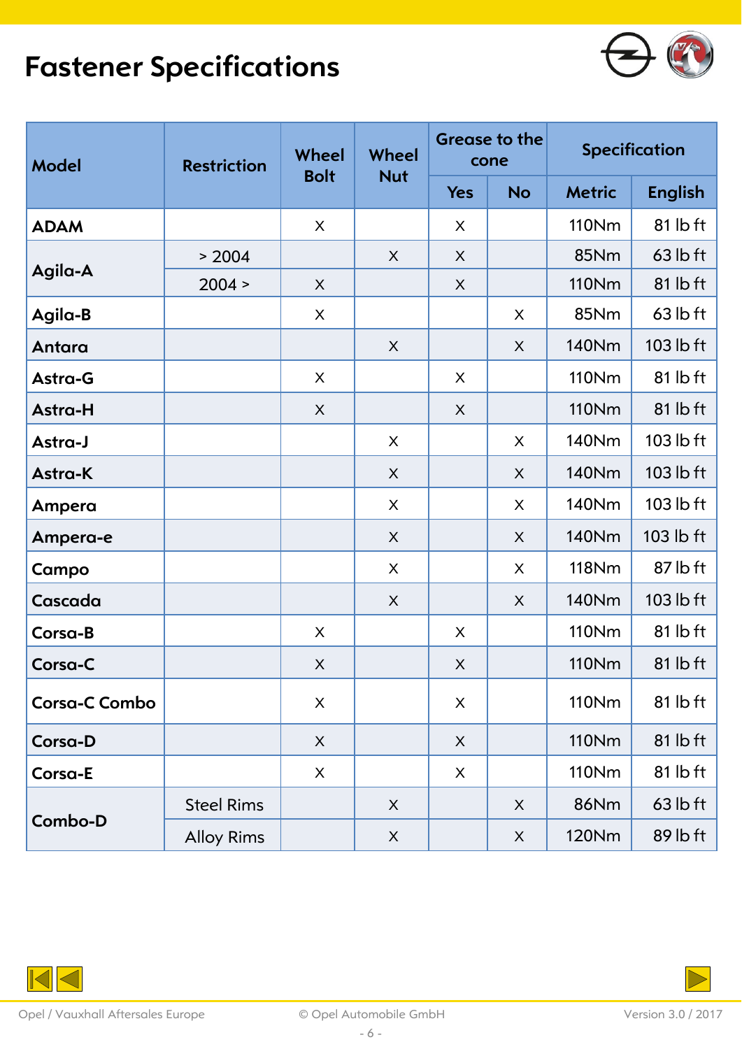# Fastener Specifications

| Model | Restriction | Wheel Bolt | Wheel Nut | Grease to the cone | | Specification | |
|---|---|---|---|---|---|---|---|
| | | | | Yes | No | Metric | English |
| ADAM | | X | | X | | 110Nm | 81 lb ft |
| Agila-A | > 2004 | | X | X | | 85Nm | 63 lb ft |
| | 2004 > | X | | X | | 110Nm | 81 lb ft |
| Agila-B | | X | | | X | 85Nm | 63 lb ft |
| Antara | | | X | | X | 140Nm | 103 lb ft |
| Astra-G | | X | | X | | 110Nm | 81 lb ft |
| Astra-H | | X | | X | | 110Nm | 81 lb ft |
| Astra-J | | | X | | X | 140Nm | 103 lb ft |
| Astra-K | | | X | | X | 140Nm | 103 lb ft |
| Ampera | | | X | | X | 140Nm | 103 lb ft |
| Ampera-e | | | X | | X | 140Nm | 103 lb ft |
| Campo | | | X | | X | 118Nm | 87 lb ft |
| Cascada | | | X | | X | 140Nm | 103 lb ft |
| Corsa-B | | X | | X | | 110Nm | 81 lb ft |
| Corsa-C | | X | | X | | 110Nm | 81 lb ft |
| Corsa-C Combo | | X | | X | | 110Nm | 81 lb ft |
| Corsa-D | | X | | X | | 110Nm | 81 lb ft |
| Corsa-E | | X | | X | | 110Nm | 81 lb ft |
| Combo-D | Steel Rims | | X | | X | 86Nm | 63 lb ft |
| | Alloy Rims | | X | | X | 120Nm | 89 lb ft |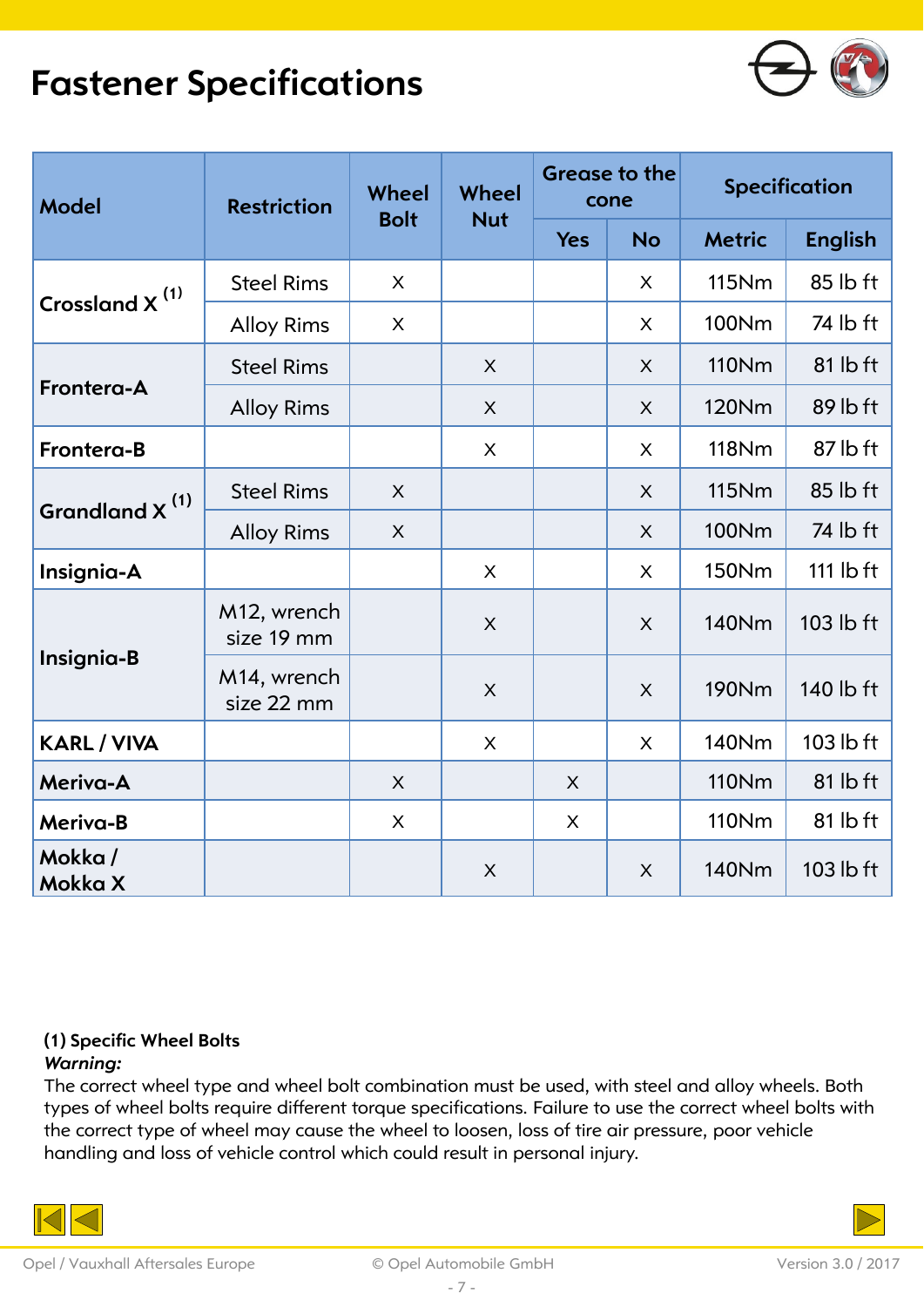# Fastener Specifications

| Model | Restriction | Wheel Bolt | Wheel Nut | Grease to the cone | | Specification | |
|---|---|---|---|---|---|---|---|
| | | | | Yes | No | Metric | English |
| Crossland X [1] | Steel Rims | X | | | X | 115Nm | 85 lb ft |
| | Alloy Rims | X | | | X | 100Nm | 74 lb ft |
| Frontera-A | Steel Rims | | X | | X | 110Nm | 81 lb ft |
| | Alloy Rims | | X | | X | 120Nm | 89 lb ft |
| Frontera-B | | | X | | X | 118Nm | 87 lb ft |
| Grandland X [1] | Steel Rims | X | | | X | 115Nm | 85 lb ft |
| | Alloy Rims | X | | | X | 100Nm | 74 lb ft |
| Insignia-A | | | X | | X | 150Nm | 111 lb ft |
| Insignia-B | M12, wrench size 19 mm | | X | | X | 140Nm | 103 lb ft |
| | M14, wrench size 22 mm | | X | | X | 190Nm | 140 lb ft |
| KARL / VIVA | | | X | | X | 140Nm | 103 lb ft |
| Meriva-A | | X | | X | | 110Nm | 81 lb ft |
| Meriva-B | | X | | X | | 110Nm | 81 lb ft |
| Mokka / Mokka X | | | X | | X | 140Nm | 103 lb ft |

**(1) Specific Wheel Bolts**

***Warning:***

The correct wheel type and wheel bolt combination must be used, with steel and alloy wheels. Both types of wheel bolts require different torque specifications. Failure to use the correct wheel bolts with the correct type of wheel may cause the wheel to loosen, loss of tire air pressure, poor vehicle handling and loss of vehicle control which could result in personal injury.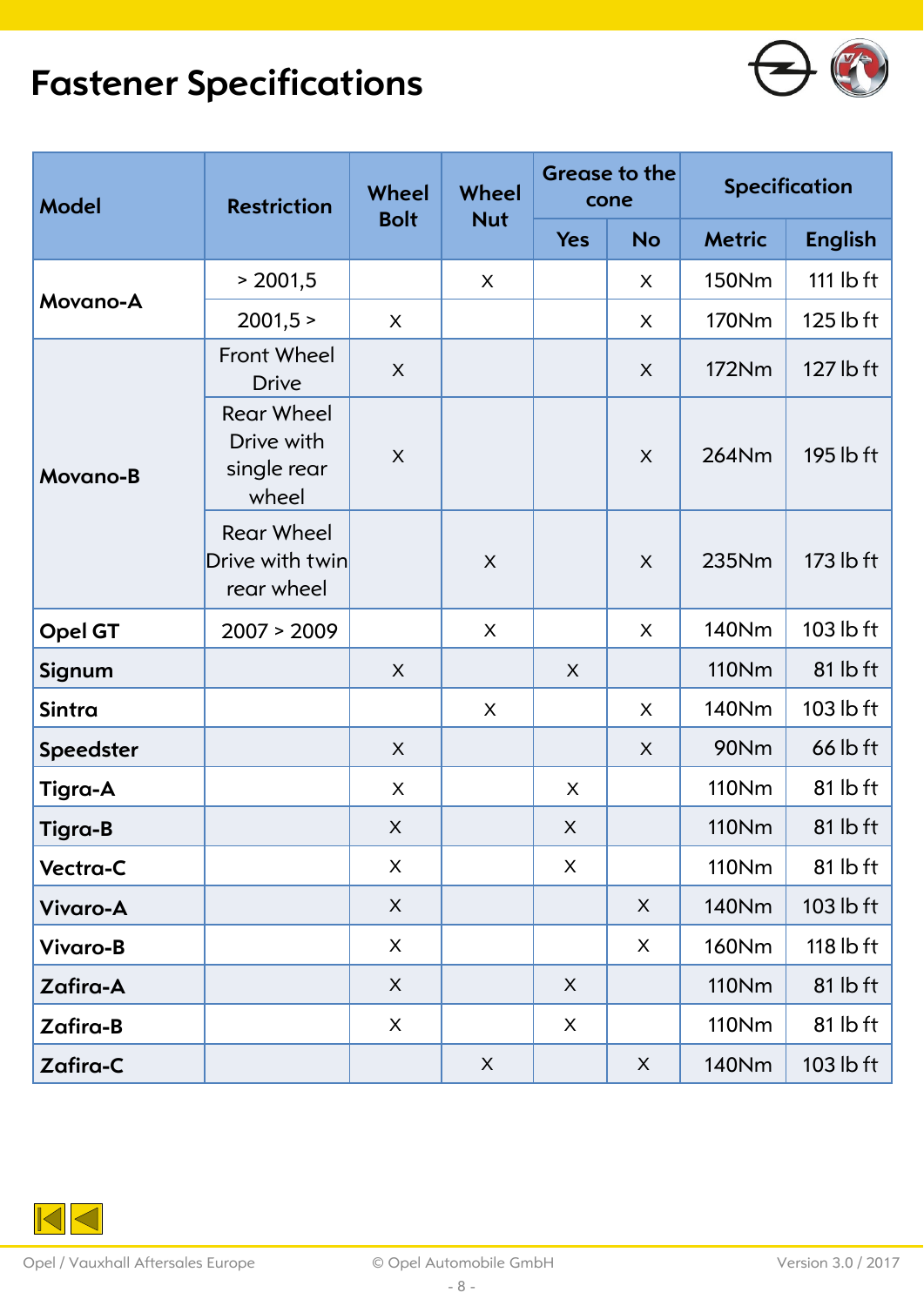# Fastener Specifications

| Model | Restriction | Wheel Bolt | Wheel Nut | Grease to the cone | | Specification | |
|---|---|---|---|---|---|---|---|
| | | | | Yes | No | Metric | English |
| Movano-A | > 2001,5 | | x | | x | 150Nm | 111 lb ft |
| | 2001,5 > | x | | | x | 170Nm | 125 lb ft |
| Movano-B | Front Wheel Drive | x | | | x | 172Nm | 127 lb ft |
| | Rear Wheel Drive with single rear wheel | x | | | x | 264Nm | 195 lb ft |
| | Rear Wheel Drive with twin rear wheel | | x | | x | 235Nm | 173 lb ft |
| Opel GT | 2007 > 2009 | | x | | x | 140Nm | 103 lb ft |
| Signum | | x | | x | | 110Nm | 81 lb ft |
| Sintra | | | x | | x | 140Nm | 103 lb ft |
| Speedster | | x | | | x | 90Nm | 66 lb ft |
| Tigra-A | | x | | x | | 110Nm | 81 lb ft |
| Tigra-B | | x | | x | | 110Nm | 81 lb ft |
| Vectra-C | | x | | x | | 110Nm | 81 lb ft |
| Vivaro-A | | x | | | x | 140Nm | 103 lb ft |
| Vivaro-B | | x | | | x | 160Nm | 118 lb ft |
| Zafira-A | | x | | x | | 110Nm | 81 lb ft |
| Zafira-B | | x | | x | | 110Nm | 81 lb ft |
| Zafira-C | | | x | | x | 140Nm | 103 lb ft |